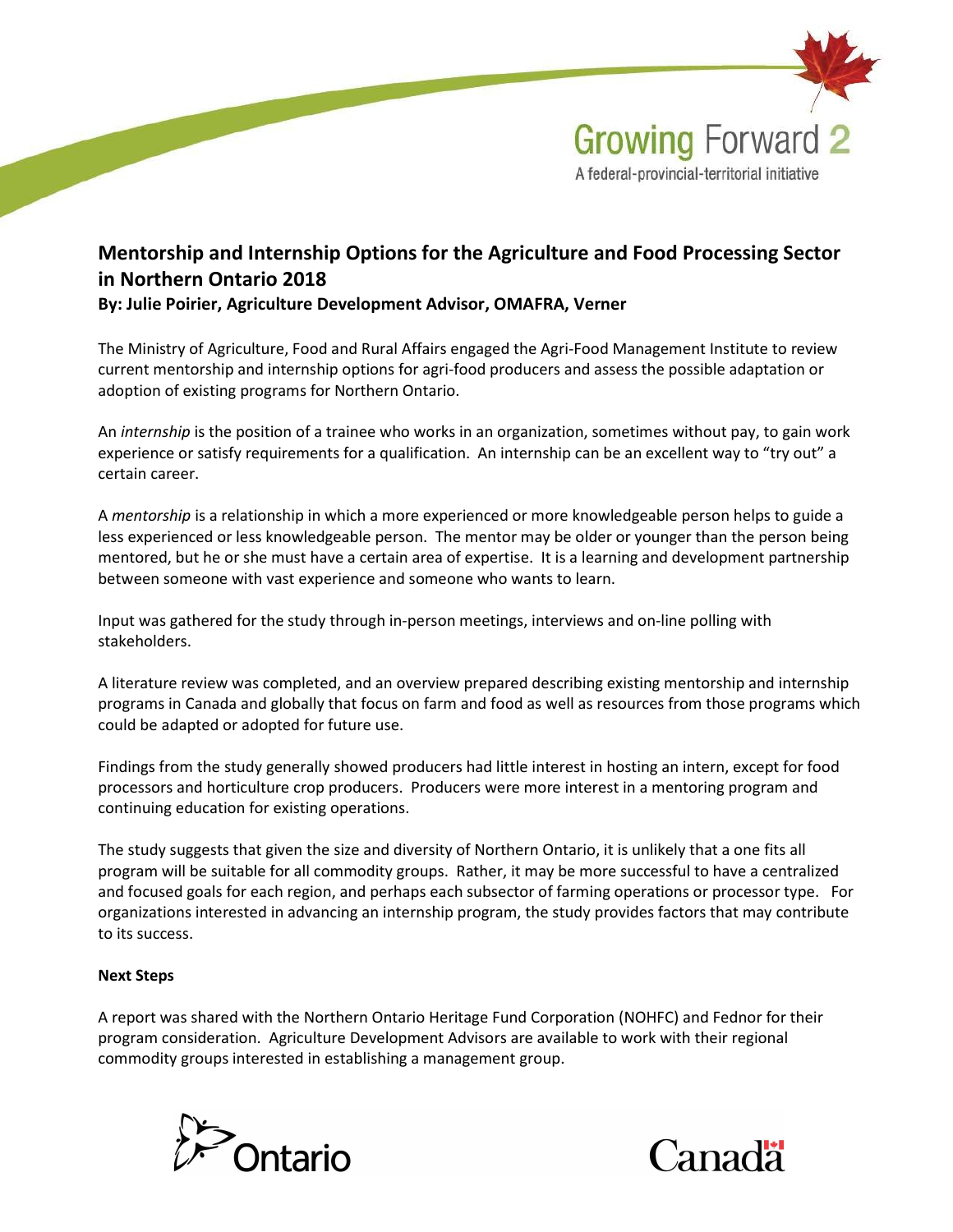Growing Forward 2

A federal-provincial-territorial initiative

# Mentorship and Internship Options for the Agriculture and Food Processing Sector in Northern Ontario 2018

**By: Julie Poirier, Agriculture Development Advisor, OMAFRA, Verner**

The Ministry of Agriculture, Food and Rural Affairs engaged the Agri-Food Management Institute to review current mentorship and internship options for agri-food producers and assess the possible adaptation or adoption of existing programs for Northern Ontario.

An *internship* is the position of a trainee who works in an organization, sometimes without pay, to gain work experience or satisfy requirements for a qualification. An internship can be an excellent way to "try out" a certain career.

A *mentorship* is a relationship in which a more experienced or more knowledgeable person helps to guide a less experienced or less knowledgeable person. The mentor may be older or younger than the person being mentored, but he or she must have a certain area of expertise. It is a learning and development partnership between someone with vast experience and someone who wants to learn.

Input was gathered for the study through in-person meetings, interviews and on-line polling with stakeholders.

A literature review was completed, and an overview prepared describing existing mentorship and internship programs in Canada and globally that focus on farm and food as well as resources from those programs which could be adapted or adopted for future use.

Findings from the study generally showed producers had little interest in hosting an intern, except for food processors and horticulture crop producers. Producers were more interest in a mentoring program and continuing education for existing operations.

The study suggests that given the size and diversity of Northern Ontario, it is unlikely that a one fits all program will be suitable for all commodity groups. Rather, it may be more successful to have a centralized and focused goals for each region, and perhaps each subsector of farming operations or processor type. For organizations interested in advancing an internship program, the study provides factors that may contribute to its success.

**Next Steps**

A report was shared with the Northern Ontario Heritage Fund Corporation (NOHFC) and Fednor for their program consideration. Agriculture Development Advisors are available to work with their regional commodity groups interested in establishing a management group.

Ontario

Canada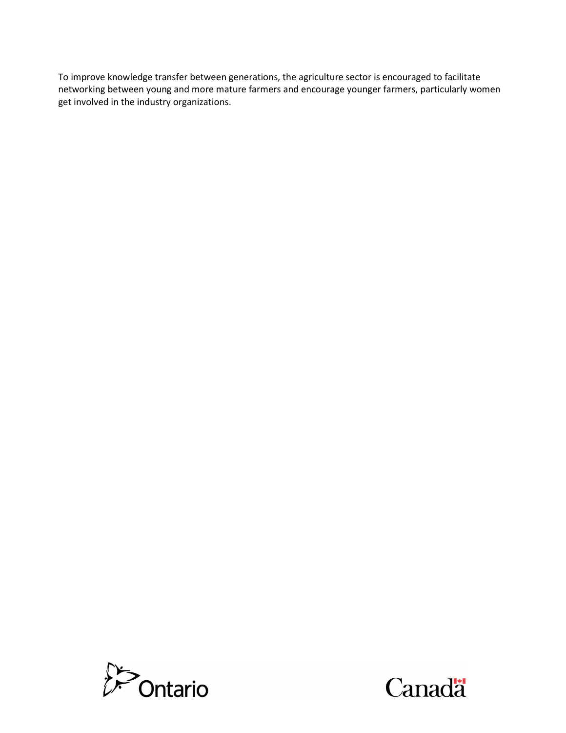To improve knowledge transfer between generations, the agriculture sector is encouraged to facilitate networking between young and more mature farmers and encourage younger farmers, particularly women get involved in the industry organizations.

Ontario

Canada